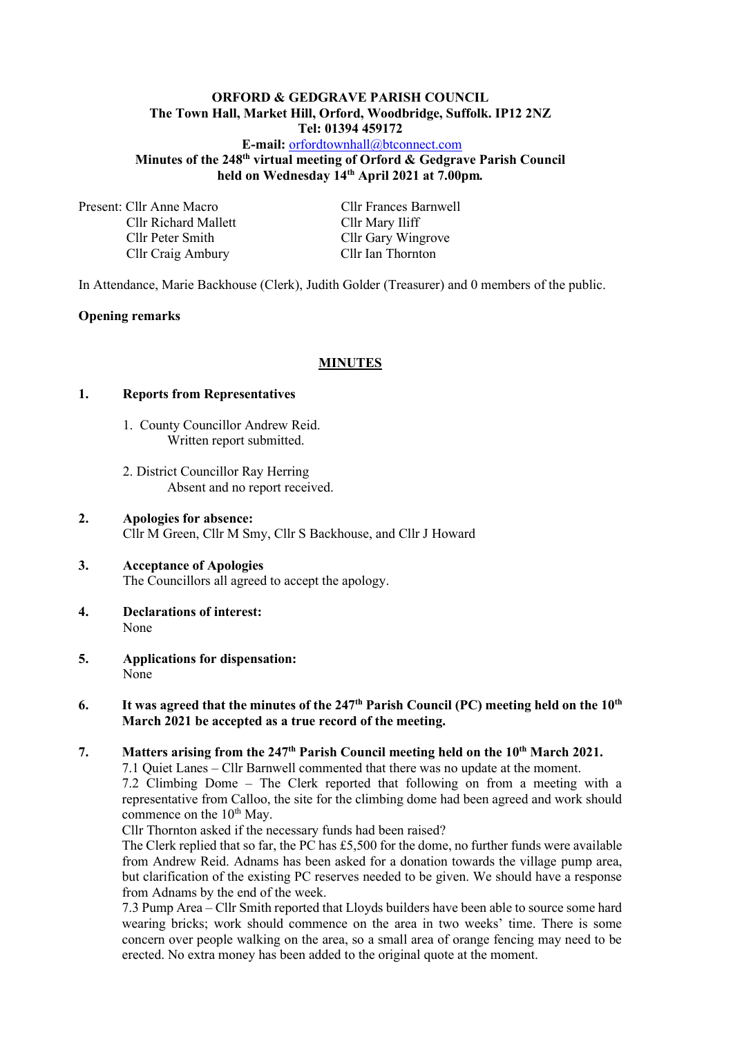**ORFORD & GEDGRAVE PARISH COUNCIL**
**The Town Hall, Market Hill, Orford, Woodbridge, Suffolk. IP12 2NZ**
**Tel: 01394 459172**
**E-mail:** orfordtownhall@btconnect.com
**Minutes of the 248th virtual meeting of Orford & Gedgrave Parish Council**
**held on Wednesday 14th April 2021 at 7.00pm.**

| Present: Cllr Anne Macro | Cllr Frances Barnwell |
|---|---|
| Cllr Richard Mallett | Cllr Mary Iliff |
| Cllr Peter Smith | Cllr Gary Wingrove |
| Cllr Craig Ambury | Cllr Ian Thornton |

In Attendance, Marie Backhouse (Clerk), Judith Golder (Treasurer) and 0 members of the public.

**Opening remarks**

## MINUTES

**1. Reports from Representatives**

1. County Councillor Andrew Reid.
   Written report submitted.

2. District Councillor Ray Herring
   Absent and no report received.

**2. Apologies for absence:**
Cllr M Green, Cllr M Smy, Cllr S Backhouse, and Cllr J Howard

**3. Acceptance of Apologies**
The Councillors all agreed to accept the apology.

**4. Declarations of interest:**
None

**5. Applications for dispensation:**
None

**6. It was agreed that the minutes of the 247th Parish Council (PC) meeting held on the 10th March 2021 be accepted as a true record of the meeting.**

**7. Matters arising from the 247th Parish Council meeting held on the 10th March 2021.**
7.1 Quiet Lanes – Cllr Barnwell commented that there was no update at the moment.
7.2 Climbing Dome – The Clerk reported that following on from a meeting with a representative from Calloo, the site for the climbing dome had been agreed and work should commence on the 10th May.
Cllr Thornton asked if the necessary funds had been raised?
The Clerk replied that so far, the PC has £5,500 for the dome, no further funds were available from Andrew Reid. Adnams has been asked for a donation towards the village pump area, but clarification of the existing PC reserves needed to be given. We should have a response from Adnams by the end of the week.
7.3 Pump Area – Cllr Smith reported that Lloyds builders have been able to source some hard wearing bricks; work should commence on the area in two weeks' time. There is some concern over people walking on the area, so a small area of orange fencing may need to be erected. No extra money has been added to the original quote at the moment.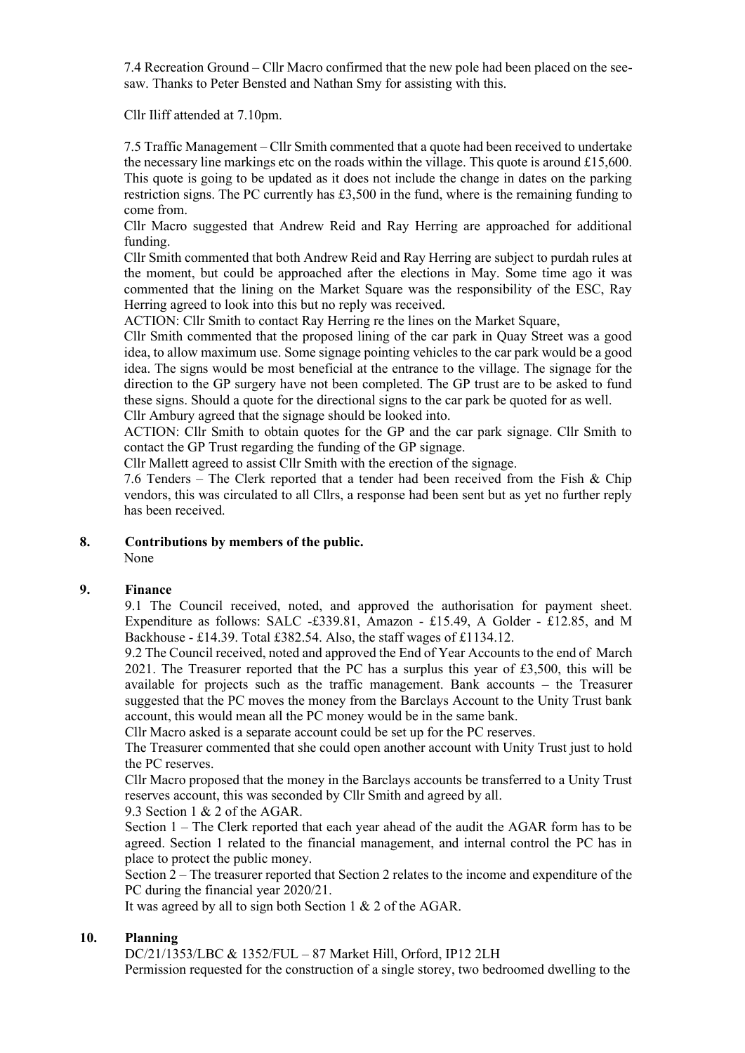7.4 Recreation Ground – Cllr Macro confirmed that the new pole had been placed on the see-saw. Thanks to Peter Bensted and Nathan Smy for assisting with this.

Cllr Iliff attended at 7.10pm.

7.5 Traffic Management – Cllr Smith commented that a quote had been received to undertake the necessary line markings etc on the roads within the village. This quote is around £15,600. This quote is going to be updated as it does not include the change in dates on the parking restriction signs. The PC currently has £3,500 in the fund, where is the remaining funding to come from.

Cllr Macro suggested that Andrew Reid and Ray Herring are approached for additional funding.

Cllr Smith commented that both Andrew Reid and Ray Herring are subject to purdah rules at the moment, but could be approached after the elections in May. Some time ago it was commented that the lining on the Market Square was the responsibility of the ESC, Ray Herring agreed to look into this but no reply was received.

ACTION: Cllr Smith to contact Ray Herring re the lines on the Market Square,

Cllr Smith commented that the proposed lining of the car park in Quay Street was a good idea, to allow maximum use. Some signage pointing vehicles to the car park would be a good idea. The signs would be most beneficial at the entrance to the village. The signage for the direction to the GP surgery have not been completed. The GP trust are to be asked to fund these signs. Should a quote for the directional signs to the car park be quoted for as well.

Cllr Ambury agreed that the signage should be looked into.

ACTION: Cllr Smith to obtain quotes for the GP and the car park signage. Cllr Smith to contact the GP Trust regarding the funding of the GP signage.

Cllr Mallett agreed to assist Cllr Smith with the erection of the signage.

7.6 Tenders – The Clerk reported that a tender had been received from the Fish & Chip vendors, this was circulated to all Cllrs, a response had been sent but as yet no further reply has been received.

## 8. Contributions by members of the public.

None

## 9. Finance

9.1 The Council received, noted, and approved the authorisation for payment sheet. Expenditure as follows: SALC -£339.81, Amazon - £15.49, A Golder - £12.85, and M Backhouse - £14.39. Total £382.54. Also, the staff wages of £1134.12.

9.2 The Council received, noted and approved the End of Year Accounts to the end of March 2021. The Treasurer reported that the PC has a surplus this year of £3,500, this will be available for projects such as the traffic management. Bank accounts – the Treasurer suggested that the PC moves the money from the Barclays Account to the Unity Trust bank account, this would mean all the PC money would be in the same bank.

Cllr Macro asked is a separate account could be set up for the PC reserves.

The Treasurer commented that she could open another account with Unity Trust just to hold the PC reserves.

Cllr Macro proposed that the money in the Barclays accounts be transferred to a Unity Trust reserves account, this was seconded by Cllr Smith and agreed by all.

9.3 Section 1 & 2 of the AGAR.

Section 1 – The Clerk reported that each year ahead of the audit the AGAR form has to be agreed. Section 1 related to the financial management, and internal control the PC has in place to protect the public money.

Section 2 – The treasurer reported that Section 2 relates to the income and expenditure of the PC during the financial year 2020/21.

It was agreed by all to sign both Section 1 & 2 of the AGAR.

## 10. Planning

DC/21/1353/LBC & 1352/FUL – 87 Market Hill, Orford, IP12 2LH

Permission requested for the construction of a single storey, two bedroomed dwelling to the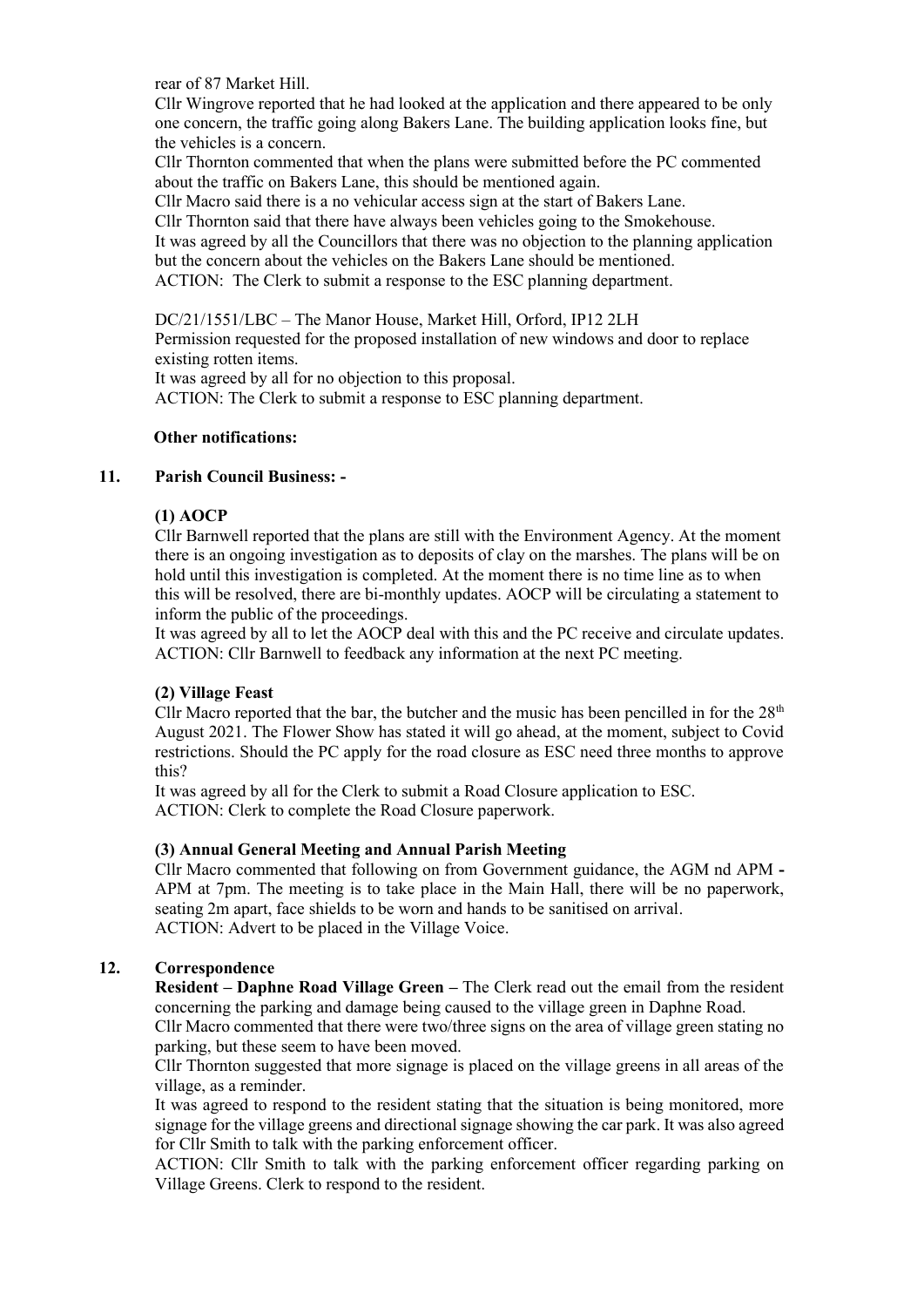rear of 87 Market Hill.

Cllr Wingrove reported that he had looked at the application and there appeared to be only one concern, the traffic going along Bakers Lane. The building application looks fine, but the vehicles is a concern.

Cllr Thornton commented that when the plans were submitted before the PC commented about the traffic on Bakers Lane, this should be mentioned again.

Cllr Macro said there is a no vehicular access sign at the start of Bakers Lane.

Cllr Thornton said that there have always been vehicles going to the Smokehouse.

It was agreed by all the Councillors that there was no objection to the planning application but the concern about the vehicles on the Bakers Lane should be mentioned.

ACTION: The Clerk to submit a response to the ESC planning department.

DC/21/1551/LBC – The Manor House, Market Hill, Orford, IP12 2LH

Permission requested for the proposed installation of new windows and door to replace existing rotten items.

It was agreed by all for no objection to this proposal.

ACTION: The Clerk to submit a response to ESC planning department.

**Other notifications:**

## 11. Parish Council Business: -

### (1) AOCP

Cllr Barnwell reported that the plans are still with the Environment Agency. At the moment there is an ongoing investigation as to deposits of clay on the marshes. The plans will be on hold until this investigation is completed. At the moment there is no time line as to when this will be resolved, there are bi-monthly updates. AOCP will be circulating a statement to inform the public of the proceedings.

It was agreed by all to let the AOCP deal with this and the PC receive and circulate updates.

ACTION: Cllr Barnwell to feedback any information at the next PC meeting.

### (2) Village Feast

Cllr Macro reported that the bar, the butcher and the music has been pencilled in for the 28th August 2021. The Flower Show has stated it will go ahead, at the moment, subject to Covid restrictions. Should the PC apply for the road closure as ESC need three months to approve this?

It was agreed by all for the Clerk to submit a Road Closure application to ESC.

ACTION: Clerk to complete the Road Closure paperwork.

### (3) Annual General Meeting and Annual Parish Meeting

Cllr Macro commented that following on from Government guidance, the AGM nd APM - APM at 7pm. The meeting is to take place in the Main Hall, there will be no paperwork, seating 2m apart, face shields to be worn and hands to be sanitised on arrival.

ACTION: Advert to be placed in the Village Voice.

## 12. Correspondence

**Resident – Daphne Road Village Green –** The Clerk read out the email from the resident concerning the parking and damage being caused to the village green in Daphne Road.

Cllr Macro commented that there were two/three signs on the area of village green stating no parking, but these seem to have been moved.

Cllr Thornton suggested that more signage is placed on the village greens in all areas of the village, as a reminder.

It was agreed to respond to the resident stating that the situation is being monitored, more signage for the village greens and directional signage showing the car park. It was also agreed for Cllr Smith to talk with the parking enforcement officer.

ACTION: Cllr Smith to talk with the parking enforcement officer regarding parking on Village Greens. Clerk to respond to the resident.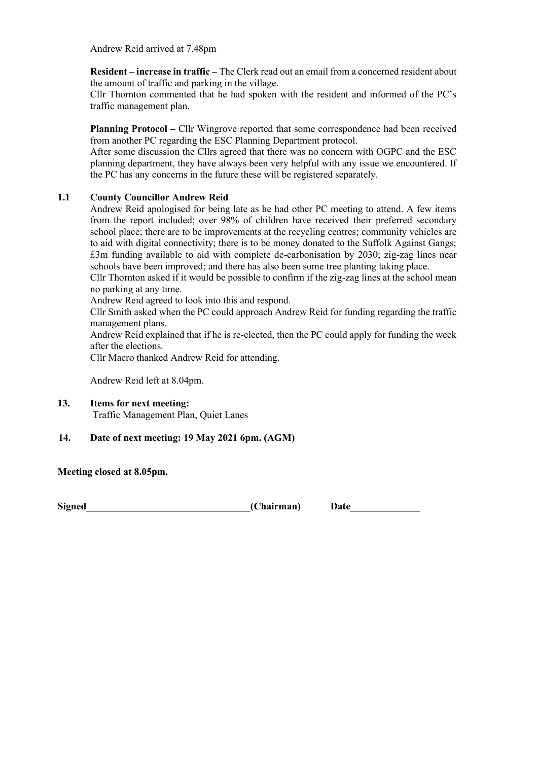Andrew Reid arrived at 7.48pm

**Resident – increase in traffic –** The Clerk read out an email from a concerned resident about the amount of traffic and parking in the village.
Cllr Thornton commented that he had spoken with the resident and informed of the PC's traffic management plan.

**Planning Protocol –** Cllr Wingrove reported that some correspondence had been received from another PC regarding the ESC Planning Department protocol.
After some discussion the Cllrs agreed that there was no concern with OGPC and the ESC planning department, they have always been very helpful with any issue we encountered. If the PC has any concerns in the future these will be registered separately.

**1.1 County Councillor Andrew Reid**

Andrew Reid apologised for being late as he had other PC meeting to attend. A few items from the report included; over 98% of children have received their preferred secondary school place; there are to be improvements at the recycling centres; community vehicles are to aid with digital connectivity; there is to be money donated to the Suffolk Against Gangs; £3m funding available to aid with complete de-carbonisation by 2030; zig-zag lines near schools have been improved; and there has also been some tree planting taking place.
Cllr Thornton asked if it would be possible to confirm if the zig-zag lines at the school mean no parking at any time.
Andrew Reid agreed to look into this and respond.
Cllr Smith asked when the PC could approach Andrew Reid for funding regarding the traffic management plans.
Andrew Reid explained that if he is re-elected, then the PC could apply for funding the week after the elections.
Cllr Macro thanked Andrew Reid for attending.

Andrew Reid left at 8.04pm.

**13. Items for next meeting:**
Traffic Management Plan, Quiet Lanes

**14. Date of next meeting: 19 May 2021 6pm. (AGM)**

**Meeting closed at 8.05pm.**

**Signed_________________________________(Chairman) Date______________**